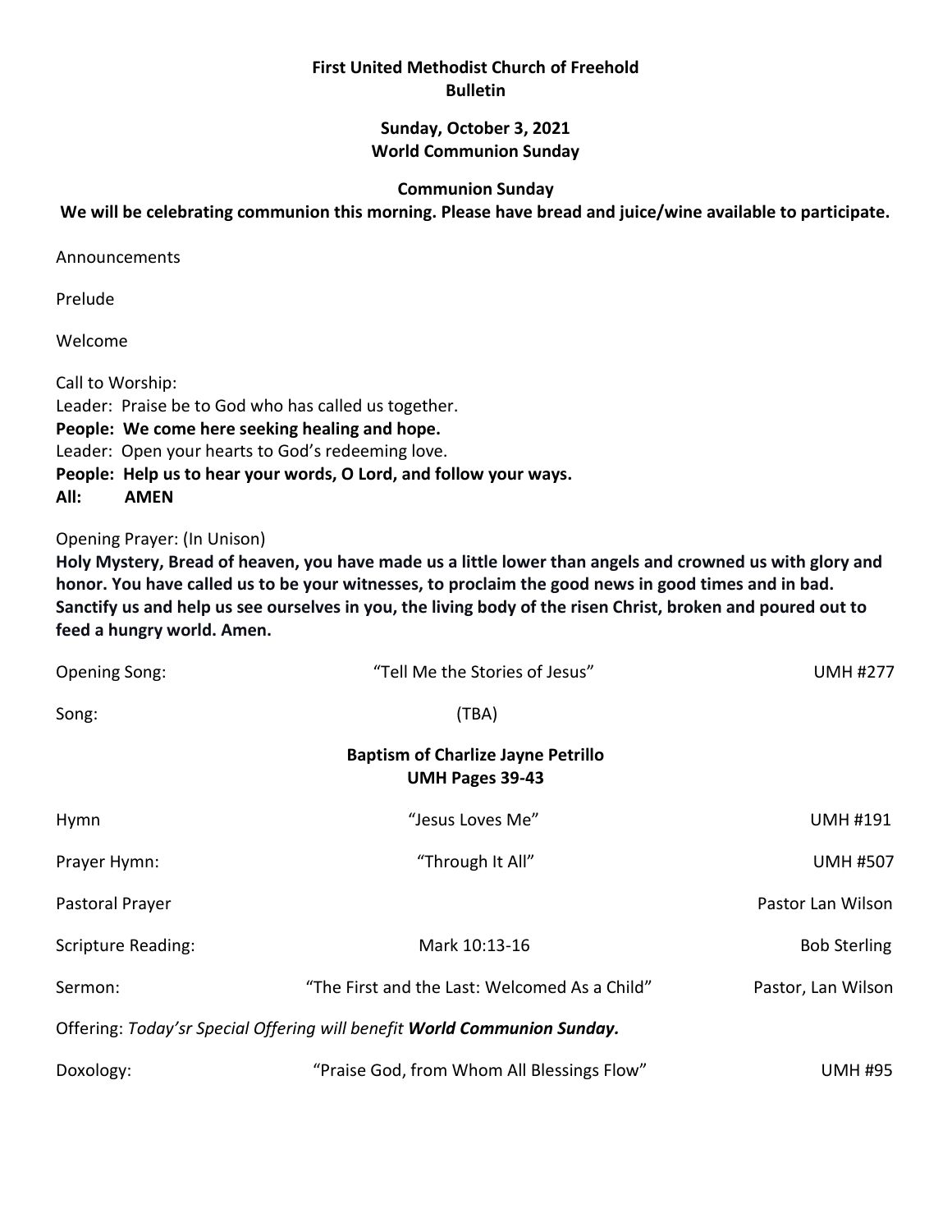**First United Methodist Church of Freehold**
**Bulletin**

**Sunday, October 3, 2021**
**World Communion Sunday**

**Communion Sunday**
**We will be celebrating communion this morning. Please have bread and juice/wine available to participate.**

Announcements

Prelude

Welcome

Call to Worship:
Leader: Praise be to God who has called us together.
**People: We come here seeking healing and hope.**
Leader: Open your hearts to God's redeeming love.
**People: Help us to hear your words, O Lord, and follow your ways.**
**All: AMEN**

Opening Prayer: (In Unison)
**Holy Mystery, Bread of heaven, you have made us a little lower than angels and crowned us with glory and honor. You have called us to be your witnesses, to proclaim the good news in good times and in bad. Sanctify us and help us see ourselves in you, the living body of the risen Christ, broken and poured out to feed a hungry world. Amen.**

Opening Song: "Tell Me the Stories of Jesus" UMH #277

Song: (TBA)

**Baptism of Charlize Jayne Petrillo**
**UMH Pages 39-43**

Hymn "Jesus Loves Me" UMH #191

Prayer Hymn: "Through It All" UMH #507

Pastoral Prayer Pastor Lan Wilson

Scripture Reading: Mark 10:13-16 Bob Sterling

Sermon: "The First and the Last: Welcomed As a Child" Pastor, Lan Wilson

Offering: *Today'sr Special Offering will benefit **World Communion Sunday.***

Doxology: "Praise God, from Whom All Blessings Flow" UMH #95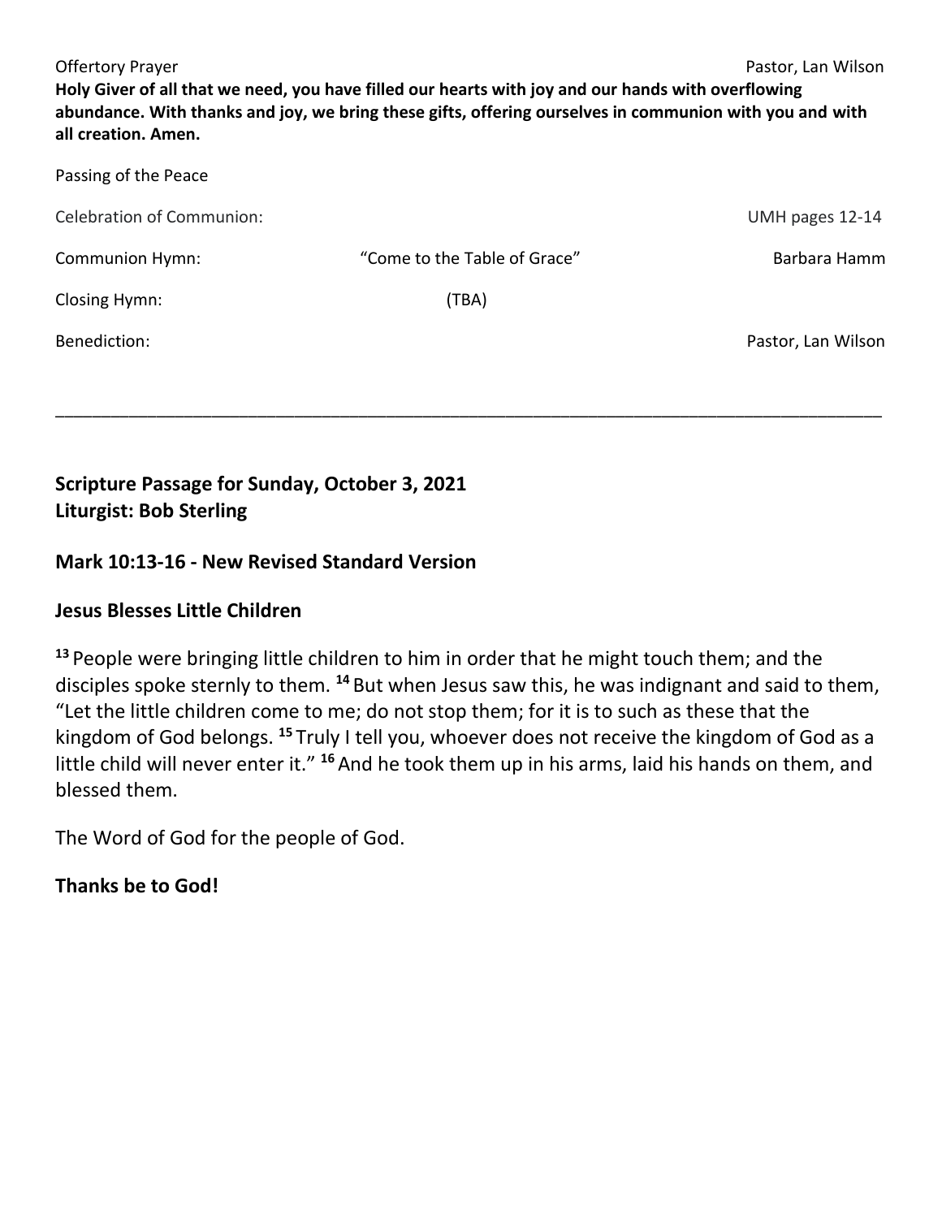Offertory Prayer — Pastor, Lan Wilson

**Holy Giver of all that we need, you have filled our hearts with joy and our hands with overflowing abundance. With thanks and joy, we bring these gifts, offering ourselves in communion with you and with all creation. Amen.**

Passing of the Peace

Celebration of Communion: — UMH pages 12-14

Communion Hymn: "Come to the Table of Grace" — Barbara Hamm

Closing Hymn: (TBA)

Benediction: — Pastor, Lan Wilson

---

**Scripture Passage for Sunday, October 3, 2021**
**Liturgist: Bob Sterling**

**Mark 10:13-16 - New Revised Standard Version**

**Jesus Blesses Little Children**

**13** People were bringing little children to him in order that he might touch them; and the disciples spoke sternly to them. **14** But when Jesus saw this, he was indignant and said to them, "Let the little children come to me; do not stop them; for it is to such as these that the kingdom of God belongs. **15** Truly I tell you, whoever does not receive the kingdom of God as a little child will never enter it." **16** And he took them up in his arms, laid his hands on them, and blessed them.

The Word of God for the people of God.

**Thanks be to God!**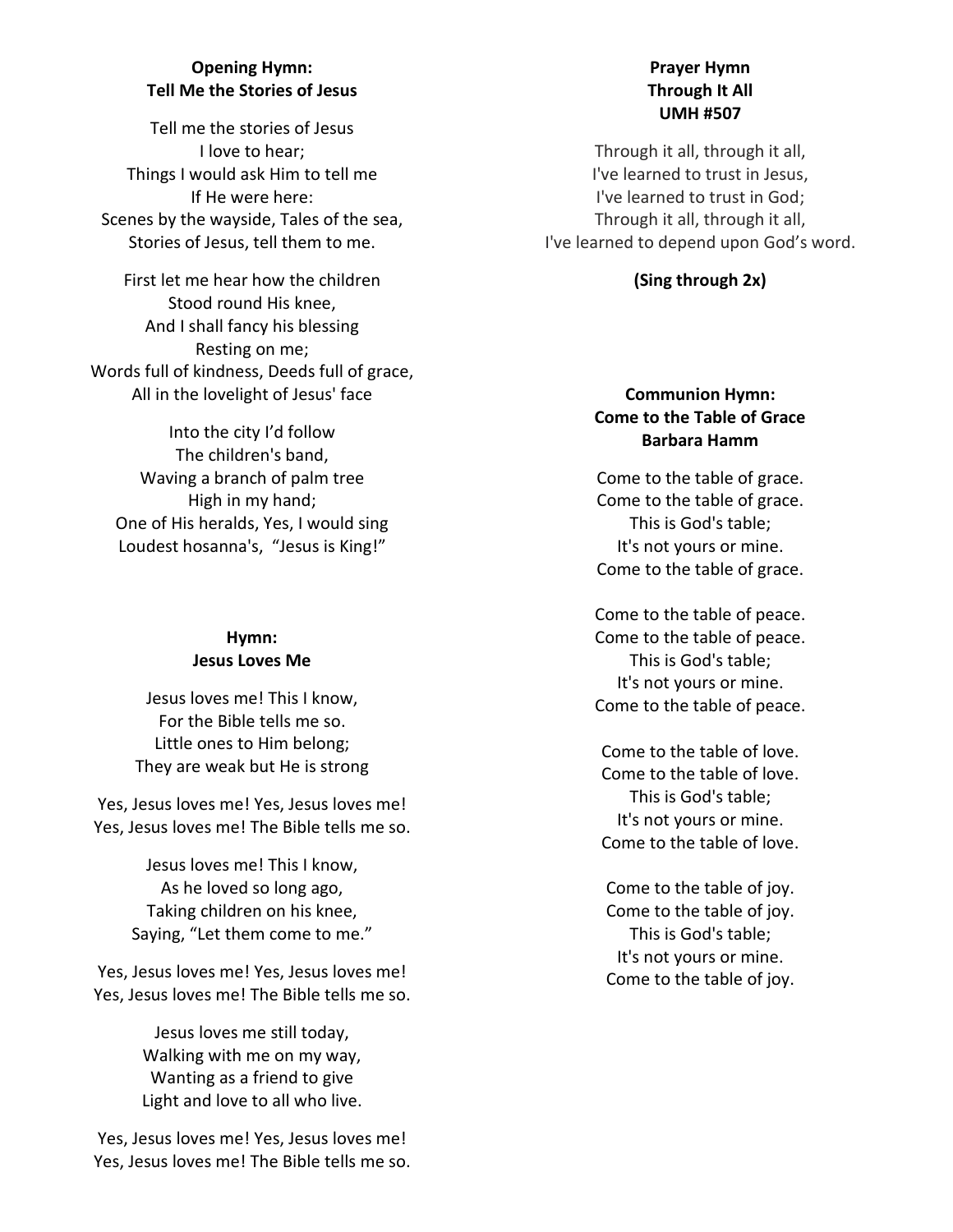**Opening Hymn:**
**Tell Me the Stories of Jesus**

Tell me the stories of Jesus
I love to hear;
Things I would ask Him to tell me
If He were here:
Scenes by the wayside, Tales of the sea,
Stories of Jesus, tell them to me.

First let me hear how the children
Stood round His knee,
And I shall fancy his blessing
Resting on me;
Words full of kindness, Deeds full of grace,
All in the lovelight of Jesus' face

Into the city I'd follow
The children's band,
Waving a branch of palm tree
High in my hand;
One of His heralds, Yes, I would sing
Loudest hosanna's, "Jesus is King!"

**Hymn:**
**Jesus Loves Me**

Jesus loves me! This I know,
For the Bible tells me so.
Little ones to Him belong;
They are weak but He is strong

Yes, Jesus loves me! Yes, Jesus loves me!
Yes, Jesus loves me! The Bible tells me so.

Jesus loves me! This I know,
As he loved so long ago,
Taking children on his knee,
Saying, "Let them come to me."

Yes, Jesus loves me! Yes, Jesus loves me!
Yes, Jesus loves me! The Bible tells me so.

Jesus loves me still today,
Walking with me on my way,
Wanting as a friend to give
Light and love to all who live.

Yes, Jesus loves me! Yes, Jesus loves me!
Yes, Jesus loves me! The Bible tells me so.

**Prayer Hymn**
**Through It All**
**UMH #507**

Through it all, through it all,
I've learned to trust in Jesus,
I've learned to trust in God;
Through it all, through it all,
I've learned to depend upon God's word.

**(Sing through 2x)**

**Communion Hymn:**
**Come to the Table of Grace**
**Barbara Hamm**

Come to the table of grace.
Come to the table of grace.
This is God's table;
It's not yours or mine.
Come to the table of grace.

Come to the table of peace.
Come to the table of peace.
This is God's table;
It's not yours or mine.
Come to the table of peace.

Come to the table of love.
Come to the table of love.
This is God's table;
It's not yours or mine.
Come to the table of love.

Come to the table of joy.
Come to the table of joy.
This is God's table;
It's not yours or mine.
Come to the table of joy.